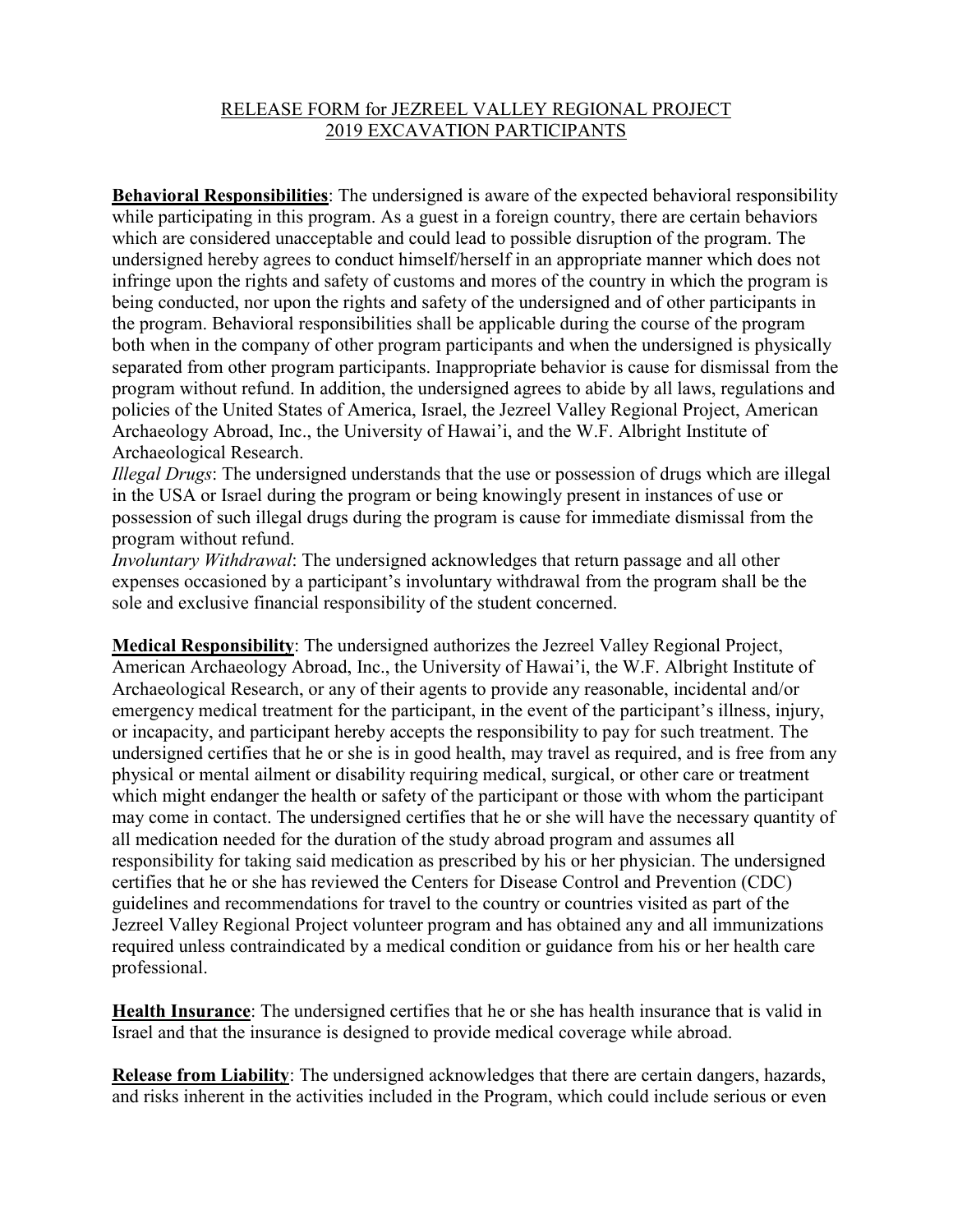RELEASE FORM for JEZREEL VALLEY REGIONAL PROJECT
2019 EXCAVATION PARTICIPANTS

**Behavioral Responsibilities**: The undersigned is aware of the expected behavioral responsibility while participating in this program. As a guest in a foreign country, there are certain behaviors which are considered unacceptable and could lead to possible disruption of the program. The undersigned hereby agrees to conduct himself/herself in an appropriate manner which does not infringe upon the rights and safety of customs and mores of the country in which the program is being conducted, nor upon the rights and safety of the undersigned and of other participants in the program. Behavioral responsibilities shall be applicable during the course of the program both when in the company of other program participants and when the undersigned is physically separated from other program participants. Inappropriate behavior is cause for dismissal from the program without refund. In addition, the undersigned agrees to abide by all laws, regulations and policies of the United States of America, Israel, the Jezreel Valley Regional Project, American Archaeology Abroad, Inc., the University of Hawai'i, and the W.F. Albright Institute of Archaeological Research.

*Illegal Drugs*: The undersigned understands that the use or possession of drugs which are illegal in the USA or Israel during the program or being knowingly present in instances of use or possession of such illegal drugs during the program is cause for immediate dismissal from the program without refund.

*Involuntary Withdrawal*: The undersigned acknowledges that return passage and all other expenses occasioned by a participant's involuntary withdrawal from the program shall be the sole and exclusive financial responsibility of the student concerned.

**Medical Responsibility**: The undersigned authorizes the Jezreel Valley Regional Project, American Archaeology Abroad, Inc., the University of Hawai'i, the W.F. Albright Institute of Archaeological Research, or any of their agents to provide any reasonable, incidental and/or emergency medical treatment for the participant, in the event of the participant's illness, injury, or incapacity, and participant hereby accepts the responsibility to pay for such treatment. The undersigned certifies that he or she is in good health, may travel as required, and is free from any physical or mental ailment or disability requiring medical, surgical, or other care or treatment which might endanger the health or safety of the participant or those with whom the participant may come in contact. The undersigned certifies that he or she will have the necessary quantity of all medication needed for the duration of the study abroad program and assumes all responsibility for taking said medication as prescribed by his or her physician. The undersigned certifies that he or she has reviewed the Centers for Disease Control and Prevention (CDC) guidelines and recommendations for travel to the country or countries visited as part of the Jezreel Valley Regional Project volunteer program and has obtained any and all immunizations required unless contraindicated by a medical condition or guidance from his or her health care professional.

**Health Insurance**: The undersigned certifies that he or she has health insurance that is valid in Israel and that the insurance is designed to provide medical coverage while abroad.

**Release from Liability**: The undersigned acknowledges that there are certain dangers, hazards, and risks inherent in the activities included in the Program, which could include serious or even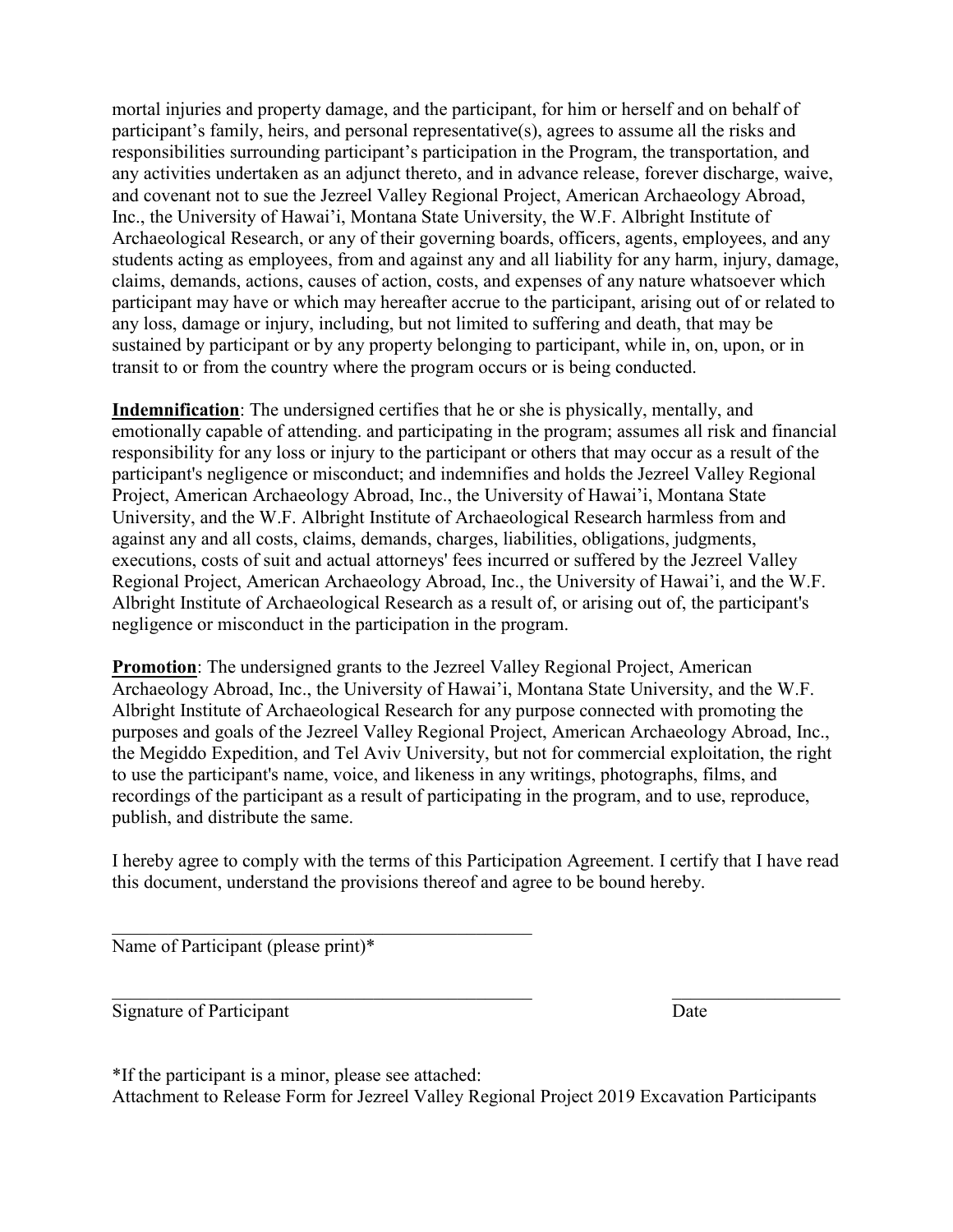mortal injuries and property damage, and the participant, for him or herself and on behalf of participant's family, heirs, and personal representative(s), agrees to assume all the risks and responsibilities surrounding participant's participation in the Program, the transportation, and any activities undertaken as an adjunct thereto, and in advance release, forever discharge, waive, and covenant not to sue the Jezreel Valley Regional Project, American Archaeology Abroad, Inc., the University of Hawai'i, Montana State University, the W.F. Albright Institute of Archaeological Research, or any of their governing boards, officers, agents, employees, and any students acting as employees, from and against any and all liability for any harm, injury, damage, claims, demands, actions, causes of action, costs, and expenses of any nature whatsoever which participant may have or which may hereafter accrue to the participant, arising out of or related to any loss, damage or injury, including, but not limited to suffering and death, that may be sustained by participant or by any property belonging to participant, while in, on, upon, or in transit to or from the country where the program occurs or is being conducted.

**Indemnification**: The undersigned certifies that he or she is physically, mentally, and emotionally capable of attending. and participating in the program; assumes all risk and financial responsibility for any loss or injury to the participant or others that may occur as a result of the participant's negligence or misconduct; and indemnifies and holds the Jezreel Valley Regional Project, American Archaeology Abroad, Inc., the University of Hawai'i, Montana State University, and the W.F. Albright Institute of Archaeological Research harmless from and against any and all costs, claims, demands, charges, liabilities, obligations, judgments, executions, costs of suit and actual attorneys' fees incurred or suffered by the Jezreel Valley Regional Project, American Archaeology Abroad, Inc., the University of Hawai'i, and the W.F. Albright Institute of Archaeological Research as a result of, or arising out of, the participant's negligence or misconduct in the participation in the program.

**Promotion**: The undersigned grants to the Jezreel Valley Regional Project, American Archaeology Abroad, Inc., the University of Hawai'i, Montana State University, and the W.F. Albright Institute of Archaeological Research for any purpose connected with promoting the purposes and goals of the Jezreel Valley Regional Project, American Archaeology Abroad, Inc., the Megiddo Expedition, and Tel Aviv University, but not for commercial exploitation, the right to use the participant's name, voice, and likeness in any writings, photographs, films, and recordings of the participant as a result of participating in the program, and to use, reproduce, publish, and distribute the same.

I hereby agree to comply with the terms of this Participation Agreement. I certify that I have read this document, understand the provisions thereof and agree to be bound hereby.

\_\_\_\_\_\_\_\_\_\_\_\_\_\_\_\_\_\_\_\_\_\_\_\_\_\_\_\_\_\_\_\_\_\_\_\_\_\_\_\_\_\_\_\_

Name of Participant (please print)*

\_\_\_\_\_\_\_\_\_\_\_\_\_\_\_\_\_\_\_\_\_\_\_\_\_\_\_\_\_\_\_\_\_\_\_\_\_\_\_\_\_\_\_\_ \_\_\_\_\_\_\_\_\_\_\_\_\_\_\_\_\_\_

Signature of Participant Date

*If the participant is a minor, please see attached:
Attachment to Release Form for Jezreel Valley Regional Project 2019 Excavation Participants